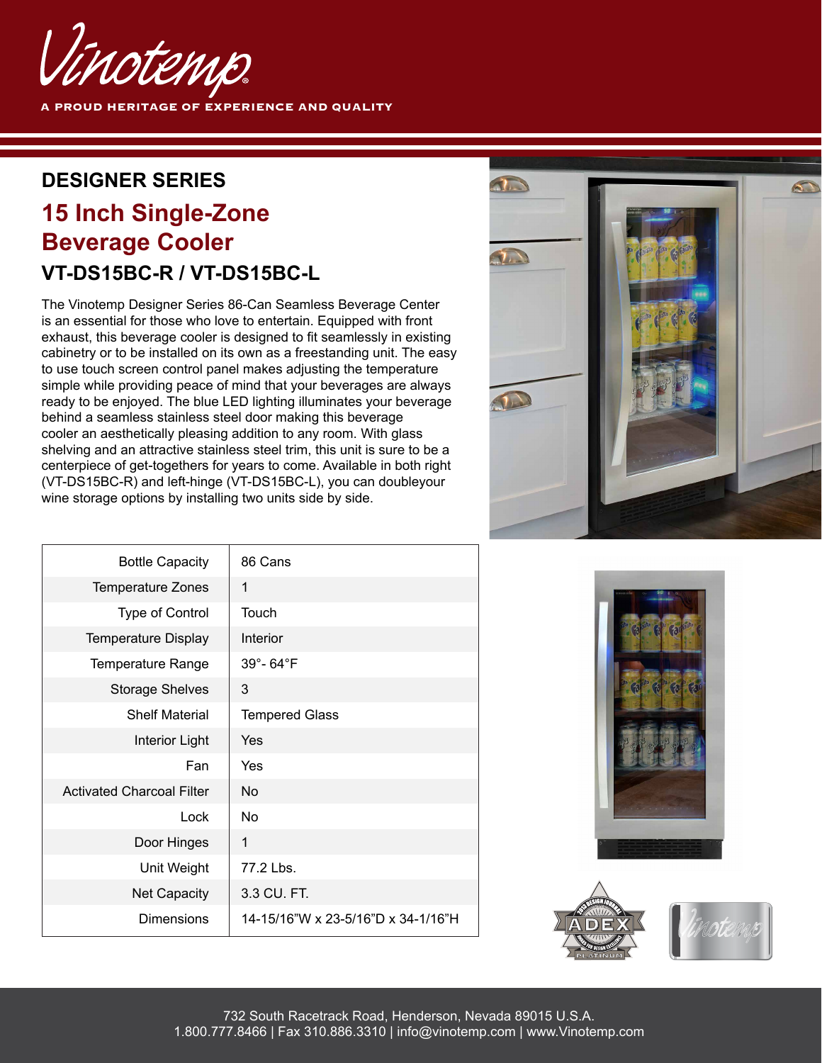Vinotemp

A PROUD HERITAGE OF EXPERIENCE AND QUALITY

## DESIGNER SERIES

# 15 Inch Single-Zone Beverage Cooler

### VT-DS15BC-R / VT-DS15BC-L

The Vinotemp Designer Series 86-Can Seamless Beverage Center is an essential for those who love to entertain. Equipped with front exhaust, this beverage cooler is designed to fit seamlessly in existing cabinetry or to be installed on its own as a freestanding unit. The easy to use touch screen control panel makes adjusting the temperature simple while providing peace of mind that your beverages are always ready to be enjoyed. The blue LED lighting illuminates your beverage behind a seamless stainless steel door making this beverage cooler an aesthetically pleasing addition to any room. With glass shelving and an attractive stainless steel trim, this unit is sure to be a centerpiece of get-togethers for years to come. Available in both right (VT-DS15BC-R) and left-hinge (VT-DS15BC-L), you can doubleyour wine storage options by installing two units side by side.

| | |
|---|---|
| Bottle Capacity | 86 Cans |
| Temperature Zones | 1 |
| Type of Control | Touch |
| Temperature Display | Interior |
| Temperature Range | 39°- 64°F |
| Storage Shelves | 3 |
| Shelf Material | Tempered Glass |
| Interior Light | Yes |
| Fan | Yes |
| Activated Charcoal Filter | No |
| Lock | No |
| Door Hinges | 1 |
| Unit Weight | 77.2 Lbs. |
| Net Capacity | 3.3 CU. FT. |
| Dimensions | 14-15/16"W x 23-5/16"D x 34-1/16"H |

732 South Racetrack Road, Henderson, Nevada 89015 U.S.A.
1.800.777.8466 | Fax 310.886.3310 | info@vinotemp.com | www.Vinotemp.com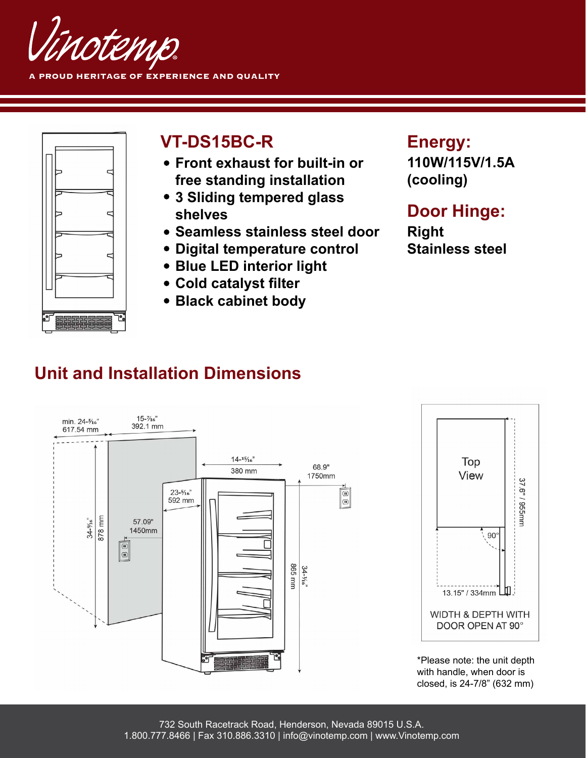Vinotemp

A PROUD HERITAGE OF EXPERIENCE AND QUALITY

## VT-DS15BC-R

- Front exhaust for built-in or free standing installation
- 3 Sliding tempered glass shelves
- Seamless stainless steel door
- Digital temperature control
- Blue LED interior light
- Cold catalyst filter
- Black cabinet body

## Energy:

**110W/115V/1.5A (cooling)**

## Door Hinge:

**Right**
**Stainless steel**

## Unit and Installation Dimensions

min. 24-5⁄16"
617.54 mm

15-7⁄16"
392.1 mm

14-15⁄16"
380 mm

68.9"
1750mm

23-5⁄16"
592 mm

34-9⁄16"
878 mm

57.09"
1450mm

865 mm
34-1⁄16"

Top View

37.6" / 955mm

90°

13.15" / 334mm

WIDTH & DEPTH WITH DOOR OPEN AT 90°

*Please note: the unit depth with handle, when door is closed, is 24-7/8" (632 mm)

732 South Racetrack Road, Henderson, Nevada 89015 U.S.A.
1.800.777.8466 | Fax 310.886.3310 | info@vinotemp.com | www.Vinotemp.com